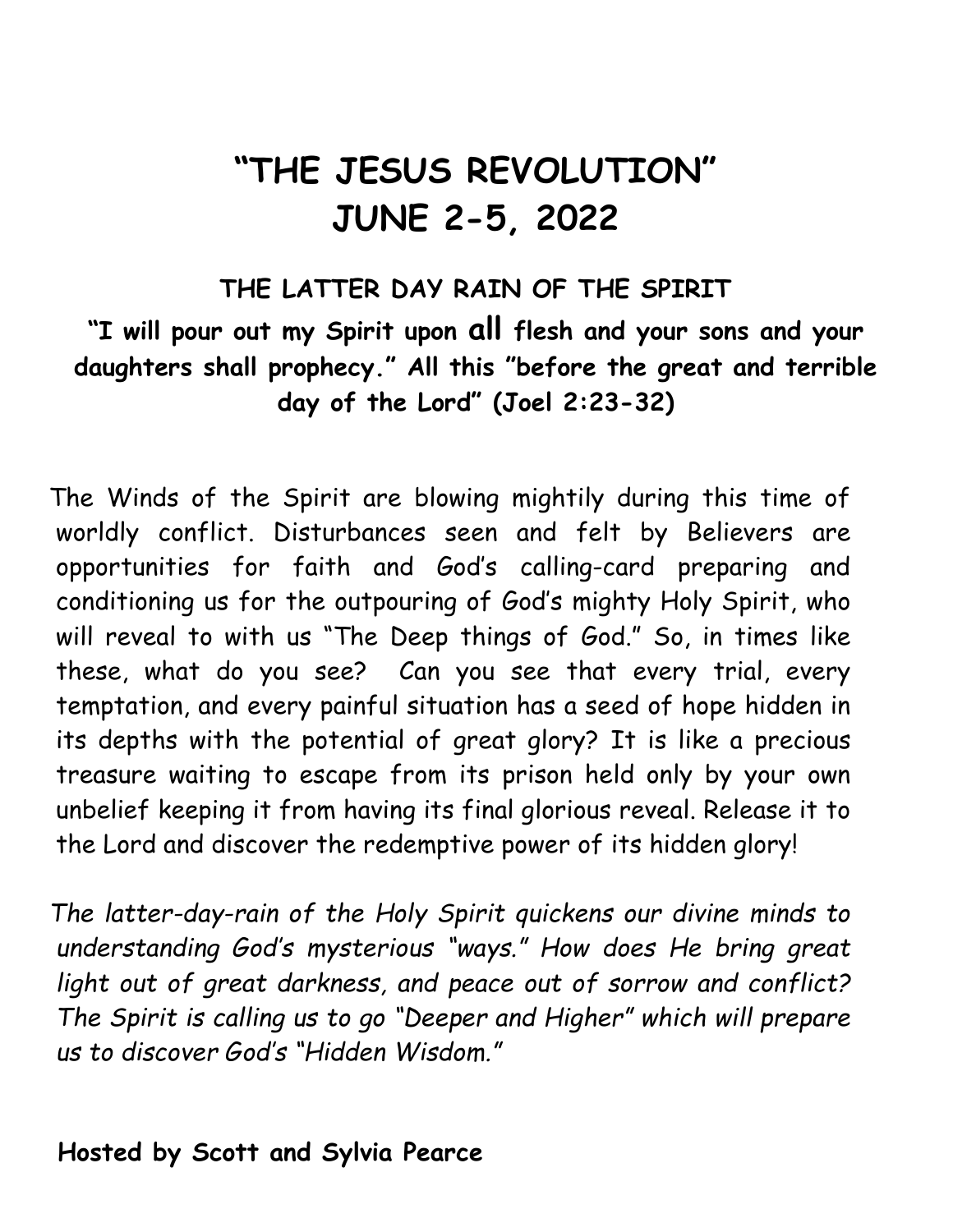# "THE JESUS REVOLUTION"
# JUNE 2-5, 2022

**THE LATTER DAY RAIN OF THE SPIRIT**

**"I will pour out my Spirit upon all flesh and your sons and your daughters shall prophecy." All this "before the great and terrible day of the Lord" (Joel 2:23-32)**

The Winds of the Spirit are blowing mightily during this time of worldly conflict. Disturbances seen and felt by Believers are opportunities for faith and God's calling-card preparing and conditioning us for the outpouring of God's mighty Holy Spirit, who will reveal to with us "The Deep things of God." So, in times like these, what do you see? Can you see that every trial, every temptation, and every painful situation has a seed of hope hidden in its depths with the potential of great glory? It is like a precious treasure waiting to escape from its prison held only by your own unbelief keeping it from having its final glorious reveal. Release it to the Lord and discover the redemptive power of its hidden glory!

*The latter-day-rain of the Holy Spirit quickens our divine minds to understanding God's mysterious "ways." How does He bring great light out of great darkness, and peace out of sorrow and conflict? The Spirit is calling us to go "Deeper and Higher" which will prepare us to discover God's "Hidden Wisdom."*

**Hosted by Scott and Sylvia Pearce**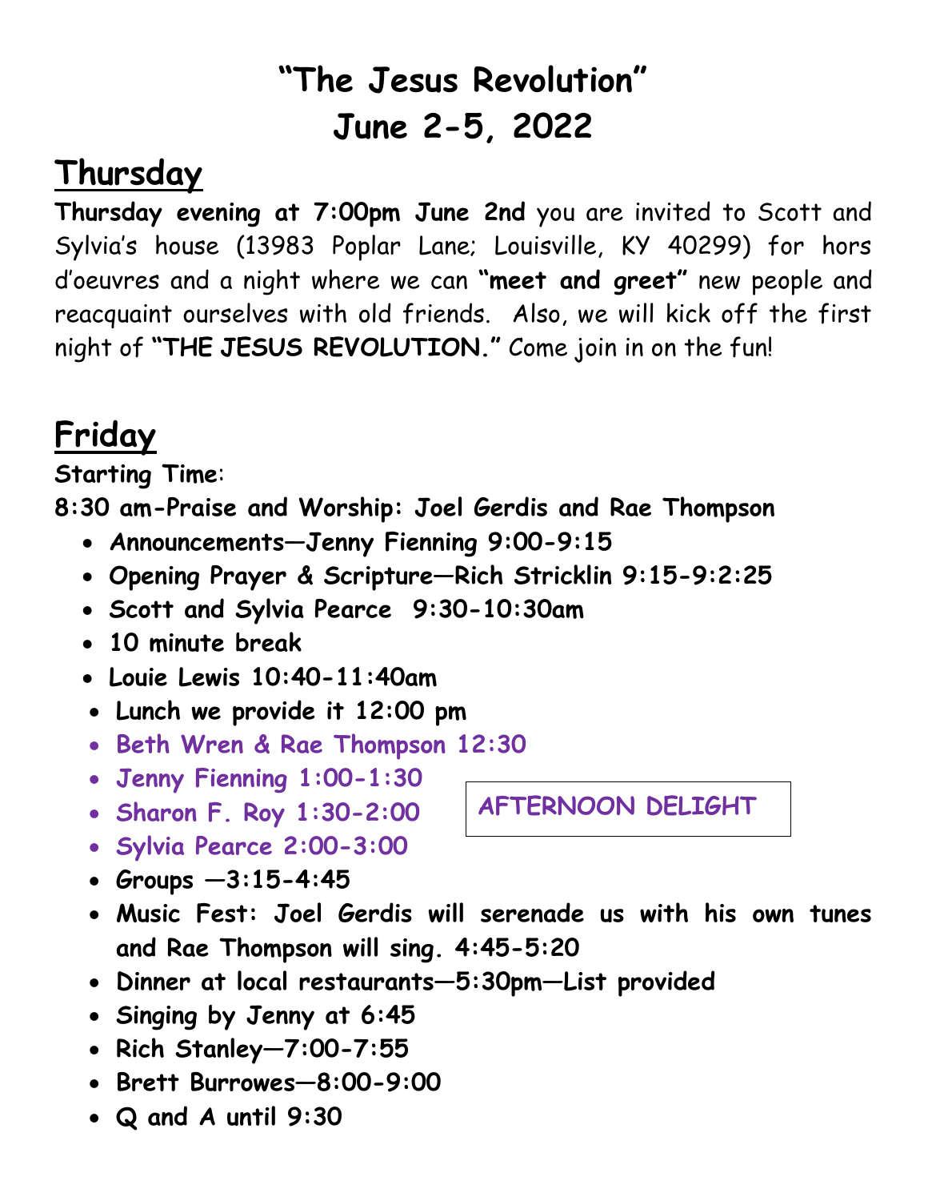# "The Jesus Revolution"
# June 2-5, 2022

## Thursday

**Thursday evening at 7:00pm June 2nd** you are invited to Scott and Sylvia's house (13983 Poplar Lane; Louisville, KY 40299) for hors d'oeuvres and a night where we can **"meet and greet"** new people and reacquaint ourselves with old friends. Also, we will kick off the first night of **"THE JESUS REVOLUTION."** Come join in on the fun!

## Friday

**Starting Time**:

**8:30 am-Praise and Worship: Joel Gerdis and Rae Thompson**

- **Announcements—Jenny Fienning 9:00-9:15**
- **Opening Prayer & Scripture—Rich Stricklin 9:15-9:2:25**
- **Scott and Sylvia Pearce 9:30-10:30am**
- **10 minute break**
- **Louie Lewis 10:40-11:40am**
- **Lunch we provide it 12:00 pm**
- **Beth Wren & Rae Thompson 12:30**
- **Jenny Fienning 1:00-1:30**
- **Sharon F. Roy 1:30-2:00**
- **Sylvia Pearce 2:00-3:00**

**AFTERNOON DELIGHT**

- **Groups —3:15-4:45**
- **Music Fest: Joel Gerdis will serenade us with his own tunes and Rae Thompson will sing. 4:45-5:20**
- **Dinner at local restaurants—5:30pm—List provided**
- **Singing by Jenny at 6:45**
- **Rich Stanley—7:00-7:55**
- **Brett Burrowes—8:00-9:00**
- **Q and A until 9:30**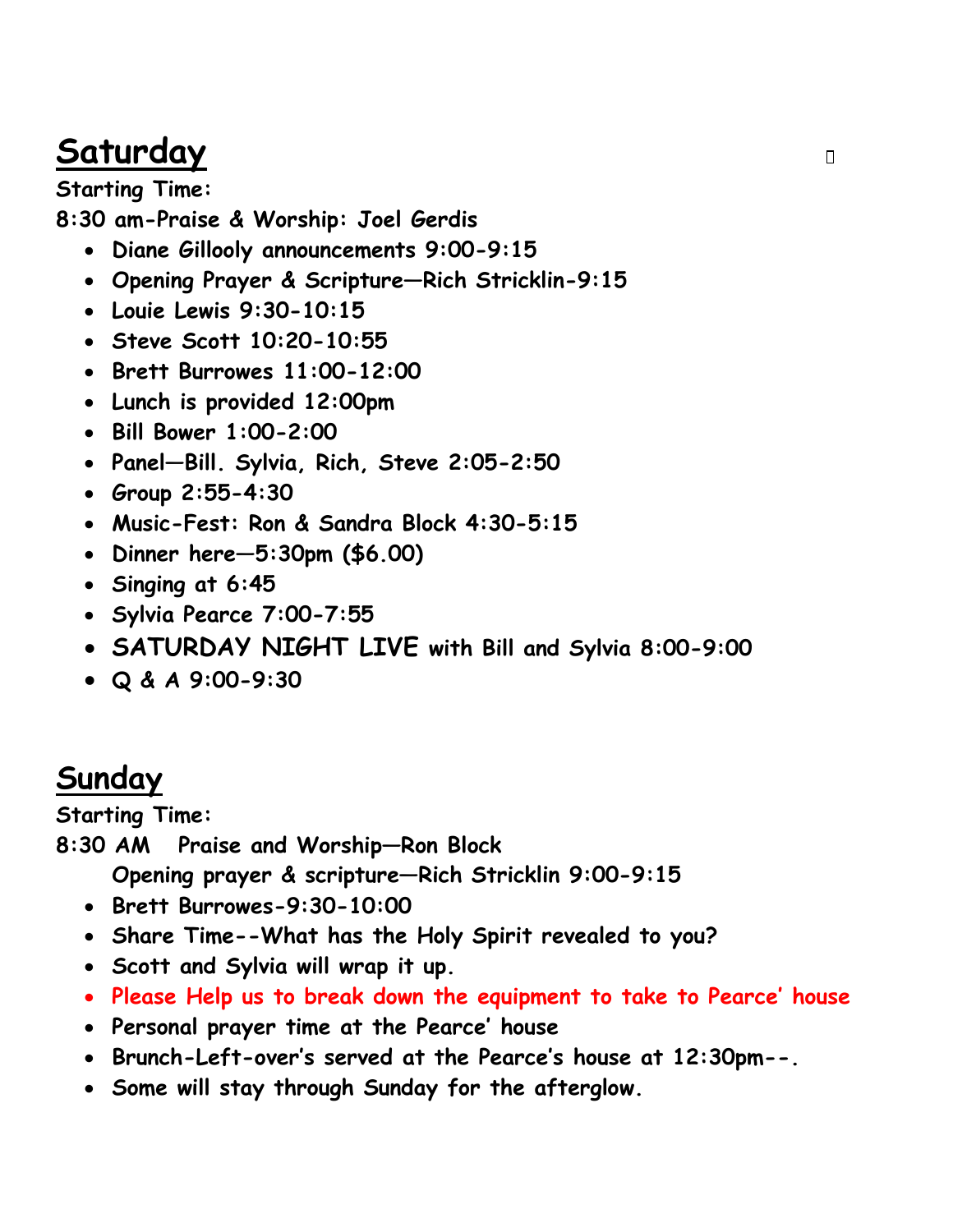## Saturday

**Starting Time:**

**8:30 am-Praise & Worship: Joel Gerdis**

- **Diane Gillooly announcements 9:00-9:15**
- **Opening Prayer & Scripture—Rich Stricklin-9:15**
- **Louie Lewis 9:30-10:15**
- **Steve Scott 10:20-10:55**
- **Brett Burrowes 11:00-12:00**
- **Lunch is provided 12:00pm**
- **Bill Bower 1:00-2:00**
- **Panel—Bill. Sylvia, Rich, Steve 2:05-2:50**
- **Group 2:55-4:30**
- **Music-Fest: Ron & Sandra Block 4:30-5:15**
- **Dinner here—5:30pm ($6.00)**
- **Singing at 6:45**
- **Sylvia Pearce 7:00-7:55**
- **SATURDAY NIGHT LIVE with Bill and Sylvia 8:00-9:00**
- **Q & A 9:00-9:30**

## Sunday

**Starting Time:**

**8:30 AM Praise and Worship—Ron Block**

**Opening prayer & scripture—Rich Stricklin 9:00-9:15**

- **Brett Burrowes-9:30-10:00**
- **Share Time--What has the Holy Spirit revealed to you?**
- **Scott and Sylvia will wrap it up.**
- **Please Help us to break down the equipment to take to Pearce' house**
- **Personal prayer time at the Pearce' house**
- **Brunch-Left-over's served at the Pearce's house at 12:30pm--.**
- **Some will stay through Sunday for the afterglow.**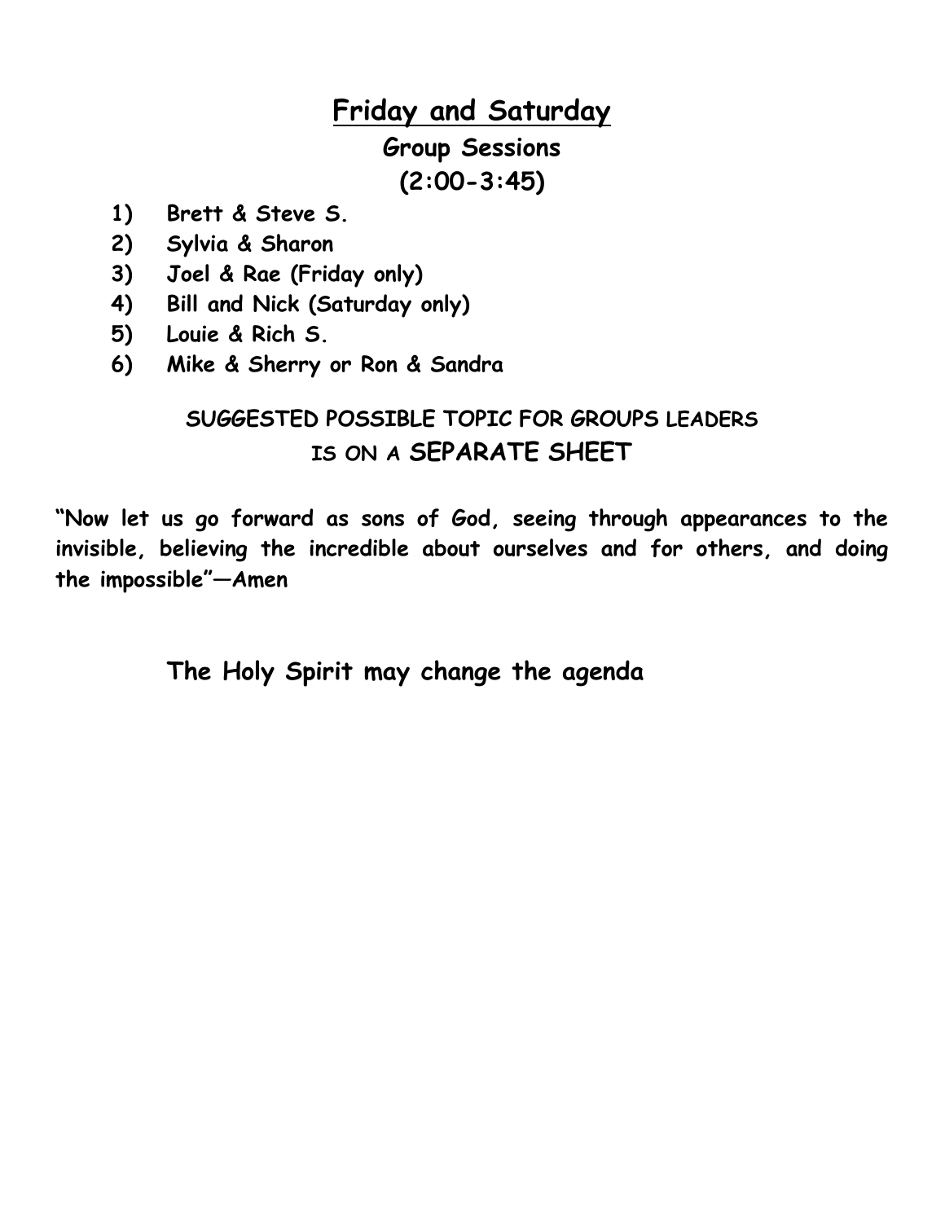# Friday and Saturday

## Group Sessions

## (2:00-3:45)

1) **Brett & Steve S.**
2) **Sylvia & Sharon**
3) **Joel & Rae (Friday only)**
4) **Bill and Nick (Saturday only)**
5) **Louie & Rich S.**
6) **Mike & Sherry or Ron & Sandra**

**SUGGESTED POSSIBLE TOPIC FOR GROUPS LEADERS IS ON A SEPARATE SHEET**

**"Now let us go forward as sons of God, seeing through appearances to the invisible, believing the incredible about ourselves and for others, and doing the impossible"—Amen**

**The Holy Spirit may change the agenda**